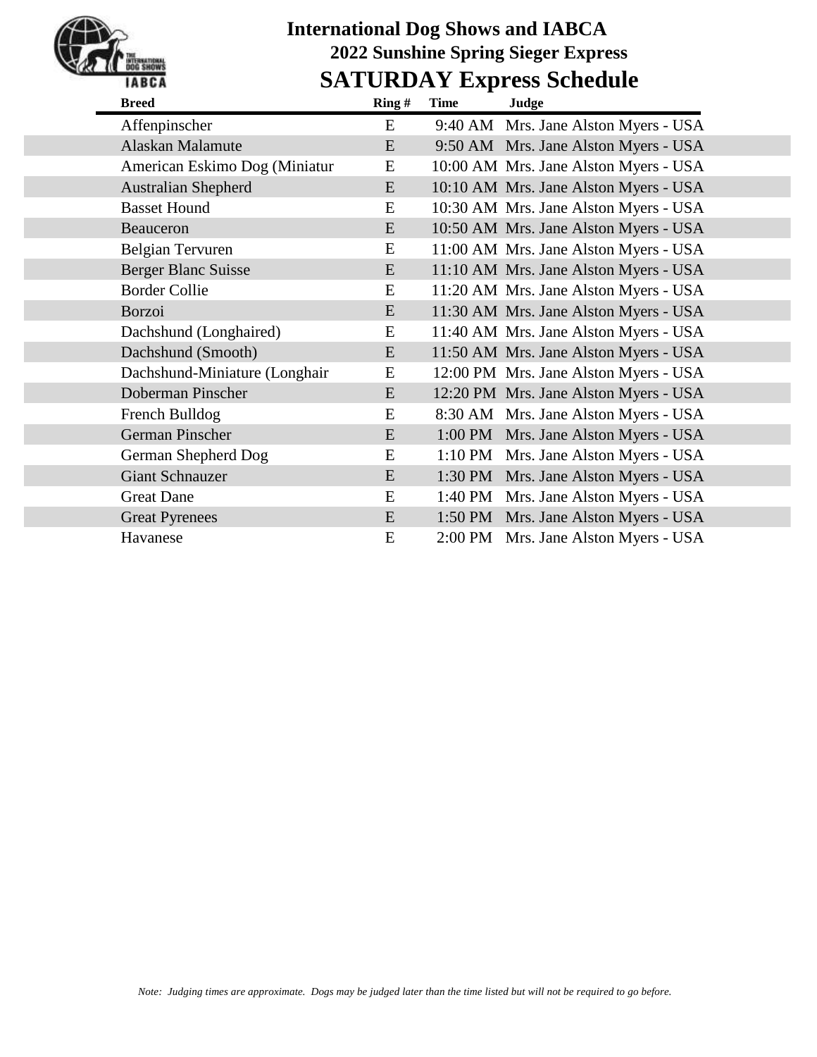# International Dog Shows and IABCA

## 2022 Sunshine Spring Sieger Express

## SATURDAY Express Schedule

| Breed | Ring # | Time | Judge |
|---|---|---|---|
| Affenpinscher | E | 9:40 AM | Mrs. Jane Alston Myers - USA |
| Alaskan Malamute | E | 9:50 AM | Mrs. Jane Alston Myers - USA |
| American Eskimo Dog (Miniatur | E | 10:00 AM | Mrs. Jane Alston Myers - USA |
| Australian Shepherd | E | 10:10 AM | Mrs. Jane Alston Myers - USA |
| Basset Hound | E | 10:30 AM | Mrs. Jane Alston Myers - USA |
| Beauceron | E | 10:50 AM | Mrs. Jane Alston Myers - USA |
| Belgian Tervuren | E | 11:00 AM | Mrs. Jane Alston Myers - USA |
| Berger Blanc Suisse | E | 11:10 AM | Mrs. Jane Alston Myers - USA |
| Border Collie | E | 11:20 AM | Mrs. Jane Alston Myers - USA |
| Borzoi | E | 11:30 AM | Mrs. Jane Alston Myers - USA |
| Dachshund (Longhaired) | E | 11:40 AM | Mrs. Jane Alston Myers - USA |
| Dachshund (Smooth) | E | 11:50 AM | Mrs. Jane Alston Myers - USA |
| Dachshund-Miniature (Longhair | E | 12:00 PM | Mrs. Jane Alston Myers - USA |
| Doberman Pinscher | E | 12:20 PM | Mrs. Jane Alston Myers - USA |
| French Bulldog | E | 8:30 AM | Mrs. Jane Alston Myers - USA |
| German Pinscher | E | 1:00 PM | Mrs. Jane Alston Myers - USA |
| German Shepherd Dog | E | 1:10 PM | Mrs. Jane Alston Myers - USA |
| Giant Schnauzer | E | 1:30 PM | Mrs. Jane Alston Myers - USA |
| Great Dane | E | 1:40 PM | Mrs. Jane Alston Myers - USA |
| Great Pyrenees | E | 1:50 PM | Mrs. Jane Alston Myers - USA |
| Havanese | E | 2:00 PM | Mrs. Jane Alston Myers - USA |

*Note: Judging times are approximate. Dogs may be judged later than the time listed but will not be required to go before.*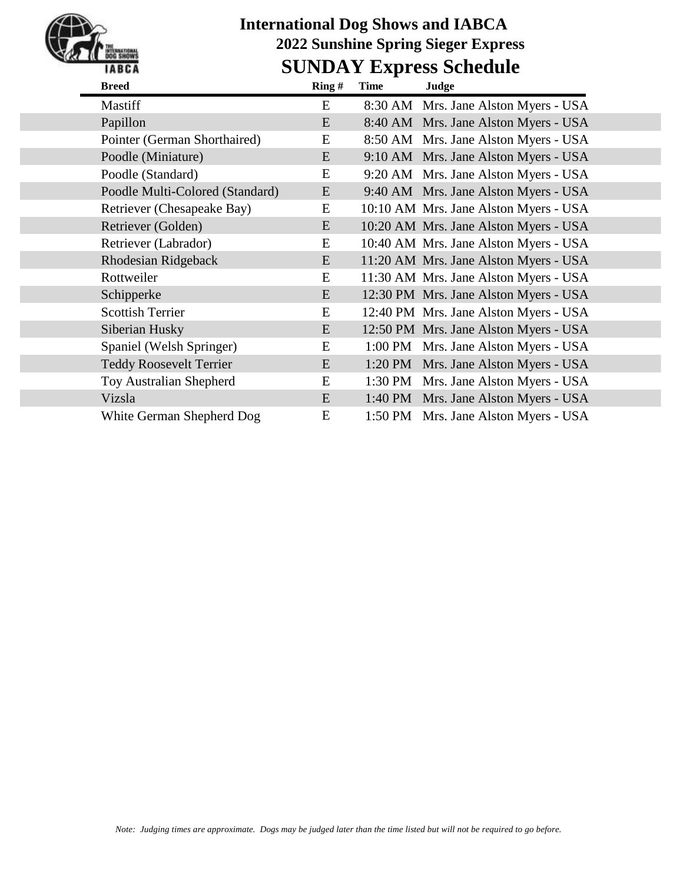# International Dog Shows and IABCA

## 2022 Sunshine Spring Sieger Express

## SUNDAY Express Schedule

| Breed | Ring # | Time | Judge |
|---|---|---|---|
| Mastiff | E | 8:30 AM | Mrs. Jane Alston Myers - USA |
| Papillon | E | 8:40 AM | Mrs. Jane Alston Myers - USA |
| Pointer (German Shorthaired) | E | 8:50 AM | Mrs. Jane Alston Myers - USA |
| Poodle (Miniature) | E | 9:10 AM | Mrs. Jane Alston Myers - USA |
| Poodle (Standard) | E | 9:20 AM | Mrs. Jane Alston Myers - USA |
| Poodle Multi-Colored (Standard) | E | 9:40 AM | Mrs. Jane Alston Myers - USA |
| Retriever (Chesapeake Bay) | E | 10:10 AM | Mrs. Jane Alston Myers - USA |
| Retriever (Golden) | E | 10:20 AM | Mrs. Jane Alston Myers - USA |
| Retriever (Labrador) | E | 10:40 AM | Mrs. Jane Alston Myers - USA |
| Rhodesian Ridgeback | E | 11:20 AM | Mrs. Jane Alston Myers - USA |
| Rottweiler | E | 11:30 AM | Mrs. Jane Alston Myers - USA |
| Schipperke | E | 12:30 PM | Mrs. Jane Alston Myers - USA |
| Scottish Terrier | E | 12:40 PM | Mrs. Jane Alston Myers - USA |
| Siberian Husky | E | 12:50 PM | Mrs. Jane Alston Myers - USA |
| Spaniel (Welsh Springer) | E | 1:00 PM | Mrs. Jane Alston Myers - USA |
| Teddy Roosevelt Terrier | E | 1:20 PM | Mrs. Jane Alston Myers - USA |
| Toy Australian Shepherd | E | 1:30 PM | Mrs. Jane Alston Myers - USA |
| Vizsla | E | 1:40 PM | Mrs. Jane Alston Myers - USA |
| White German Shepherd Dog | E | 1:50 PM | Mrs. Jane Alston Myers - USA |

*Note: Judging times are approximate. Dogs may be judged later than the time listed but will not be required to go before.*